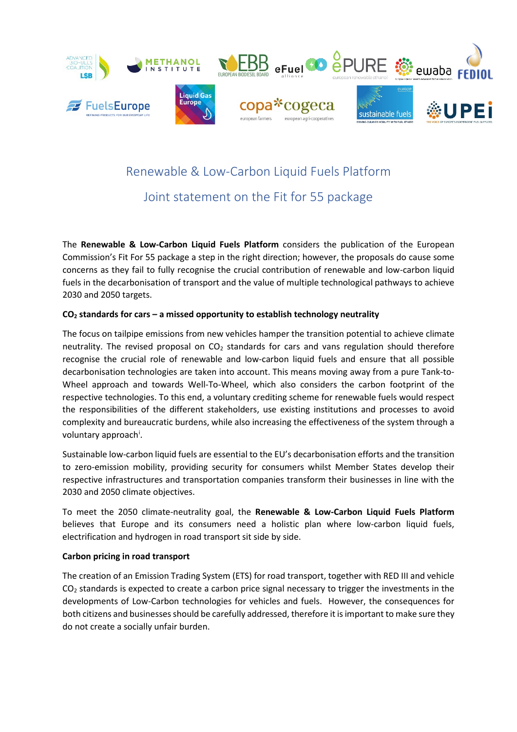# Renewable & Low-Carbon Liquid Fuels Platform

## Joint statement on the Fit for 55 package

The **Renewable & Low-Carbon Liquid Fuels Platform** considers the publication of the European Commission's Fit For 55 package a step in the right direction; however, the proposals do cause some concerns as they fail to fully recognise the crucial contribution of renewable and low-carbon liquid fuels in the decarbonisation of transport and the value of multiple technological pathways to achieve 2030 and 2050 targets.

**$CO_2$ standards for cars – a missed opportunity to establish technology neutrality**

The focus on tailpipe emissions from new vehicles hamper the transition potential to achieve climate neutrality. The revised proposal on $CO_2$ standards for cars and vans regulation should therefore recognise the crucial role of renewable and low-carbon liquid fuels and ensure that all possible decarbonisation technologies are taken into account. This means moving away from a pure Tank-to-Wheel approach and towards Well-To-Wheel, which also considers the carbon footprint of the respective technologies. To this end, a voluntary crediting scheme for renewable fuels would respect the responsibilities of the different stakeholders, use existing institutions and processes to avoid complexity and bureaucratic burdens, while also increasing the effectiveness of the system through a voluntary approach[i].

Sustainable low-carbon liquid fuels are essential to the EU's decarbonisation efforts and the transition to zero-emission mobility, providing security for consumers whilst Member States develop their respective infrastructures and transportation companies transform their businesses in line with the 2030 and 2050 climate objectives.

To meet the 2050 climate-neutrality goal, the **Renewable & Low-Carbon Liquid Fuels Platform** believes that Europe and its consumers need a holistic plan where low-carbon liquid fuels, electrification and hydrogen in road transport sit side by side.

**Carbon pricing in road transport**

The creation of an Emission Trading System (ETS) for road transport, together with RED III and vehicle $CO_2$ standards is expected to create a carbon price signal necessary to trigger the investments in the developments of Low-Carbon technologies for vehicles and fuels. However, the consequences for both citizens and businesses should be carefully addressed, therefore it is important to make sure they do not create a socially unfair burden.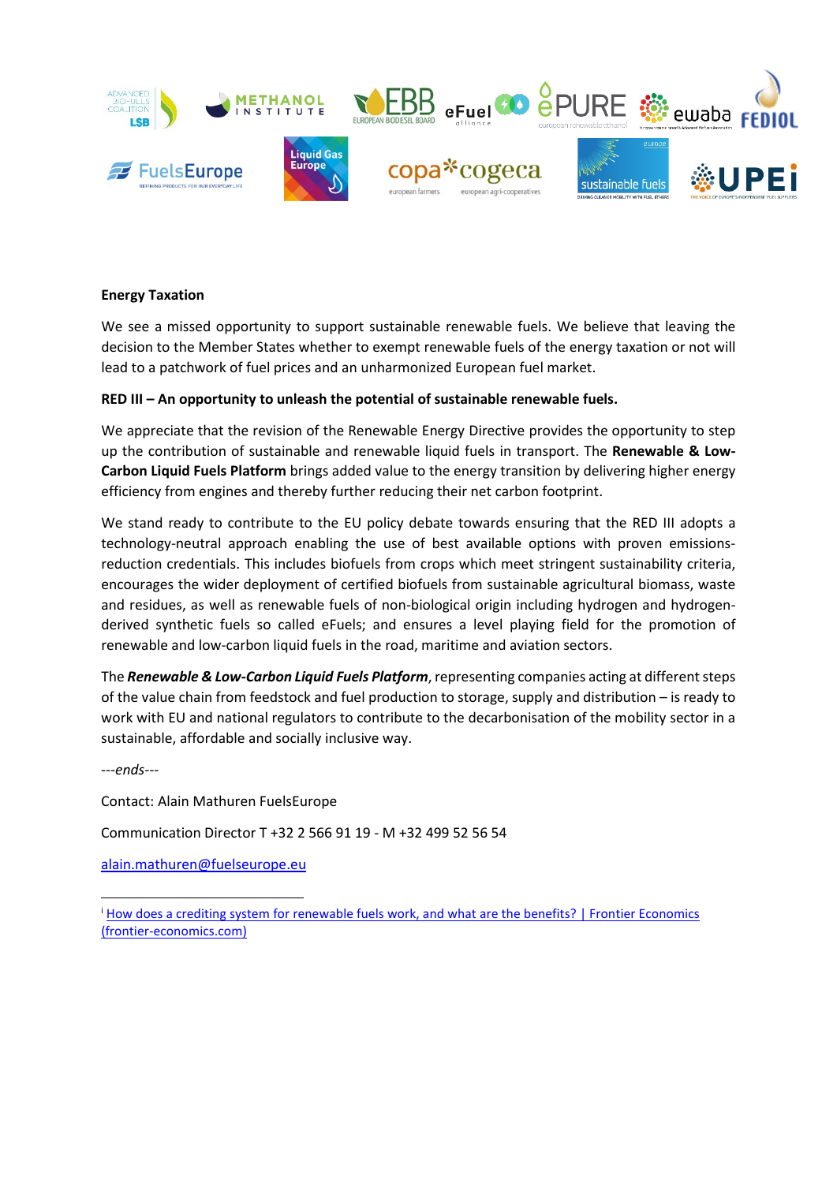**Energy Taxation**

We see a missed opportunity to support sustainable renewable fuels. We believe that leaving the decision to the Member States whether to exempt renewable fuels of the energy taxation or not will lead to a patchwork of fuel prices and an unharmonized European fuel market.

**RED III – An opportunity to unleash the potential of sustainable renewable fuels.**

We appreciate that the revision of the Renewable Energy Directive provides the opportunity to step up the contribution of sustainable and renewable liquid fuels in transport. The **Renewable & Low-Carbon Liquid Fuels Platform** brings added value to the energy transition by delivering higher energy efficiency from engines and thereby further reducing their net carbon footprint.

We stand ready to contribute to the EU policy debate towards ensuring that the RED III adopts a technology-neutral approach enabling the use of best available options with proven emissions-reduction credentials. This includes biofuels from crops which meet stringent sustainability criteria, encourages the wider deployment of certified biofuels from sustainable agricultural biomass, waste and residues, as well as renewable fuels of non-biological origin including hydrogen and hydrogen-derived synthetic fuels so called eFuels; and ensures a level playing field for the promotion of renewable and low-carbon liquid fuels in the road, maritime and aviation sectors.

The ***Renewable & Low-Carbon Liquid Fuels Platform***, representing companies acting at different steps of the value chain from feedstock and fuel production to storage, supply and distribution – is ready to work with EU and national regulators to contribute to the decarbonisation of the mobility sector in a sustainable, affordable and socially inclusive way.

*---ends---*

Contact: Alain Mathuren FuelsEurope

Communication Director T +32 2 566 91 19 - M +32 499 52 56 54

alain.mathuren@fuelseurope.eu

---

[i] How does a crediting system for renewable fuels work, and what are the benefits? | Frontier Economics (frontier-economics.com)